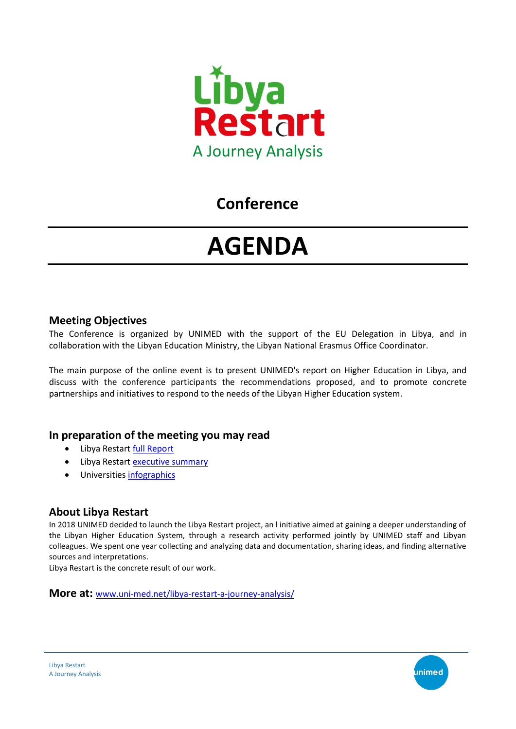# Libya Restart

A Journey Analysis

## Conference

# AGENDA

### Meeting Objectives

The Conference is organized by UNIMED with the support of the EU Delegation in Libya, and in collaboration with the Libyan Education Ministry, the Libyan National Erasmus Office Coordinator.

The main purpose of the online event is to present UNIMED's report on Higher Education in Libya, and discuss with the conference participants the recommendations proposed, and to promote concrete partnerships and initiatives to respond to the needs of the Libyan Higher Education system.

### In preparation of the meeting you may read

- Libya Restart full Report
- Libya Restart executive summary
- Universities infographics

### About Libya Restart

In 2018 UNIMED decided to launch the Libya Restart project, an l initiative aimed at gaining a deeper understanding of the Libyan Higher Education System, through a research activity performed jointly by UNIMED staff and Libyan colleagues. We spent one year collecting and analyzing data and documentation, sharing ideas, and finding alternative sources and interpretations.

Libya Restart is the concrete result of our work.

**More at:** www.uni-med.net/libya-restart-a-journey-analysis/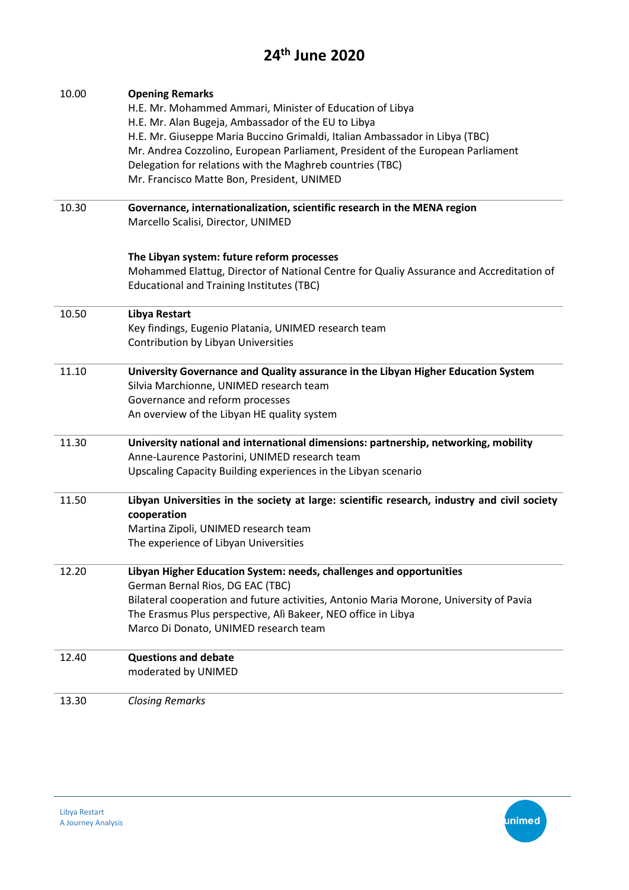# 24th June 2020

| | |
|---|---|
| 10.00 | **Opening Remarks**<br>H.E. Mr. Mohammed Ammari, Minister of Education of Libya<br>H.E. Mr. Alan Bugeja, Ambassador of the EU to Libya<br>H.E. Mr. Giuseppe Maria Buccino Grimaldi, Italian Ambassador in Libya (TBC)<br>Mr. Andrea Cozzolino, European Parliament, President of the European Parliament Delegation for relations with the Maghreb countries (TBC)<br>Mr. Francisco Matte Bon, President, UNIMED |
| 10.30 | **Governance, internationalization, scientific research in the MENA region**<br>Marcello Scalisi, Director, UNIMED<br><br>**The Libyan system: future reform processes**<br>Mohammed Elattug, Director of National Centre for Qualiy Assurance and Accreditation of Educational and Training Institutes (TBC) |
| 10.50 | **Libya Restart**<br>Key findings, Eugenio Platania, UNIMED research team<br>Contribution by Libyan Universities |
| 11.10 | **University Governance and Quality assurance in the Libyan Higher Education System**<br>Silvia Marchionne, UNIMED research team<br>Governance and reform processes<br>An overview of the Libyan HE quality system |
| 11.30 | **University national and international dimensions: partnership, networking, mobility**<br>Anne-Laurence Pastorini, UNIMED research team<br>Upscaling Capacity Building experiences in the Libyan scenario |
| 11.50 | **Libyan Universities in the society at large: scientific research, industry and civil society cooperation**<br>Martina Zipoli, UNIMED research team<br>The experience of Libyan Universities |
| 12.20 | **Libyan Higher Education System: needs, challenges and opportunities**<br>German Bernal Rios, DG EAC (TBC)<br>Bilateral cooperation and future activities, Antonio Maria Morone, University of Pavia<br>The Erasmus Plus perspective, Alì Bakeer, NEO office in Libya<br>Marco Di Donato, UNIMED research team |
| 12.40 | **Questions and debate**<br>moderated by UNIMED |
| 13.30 | *Closing Remarks* |